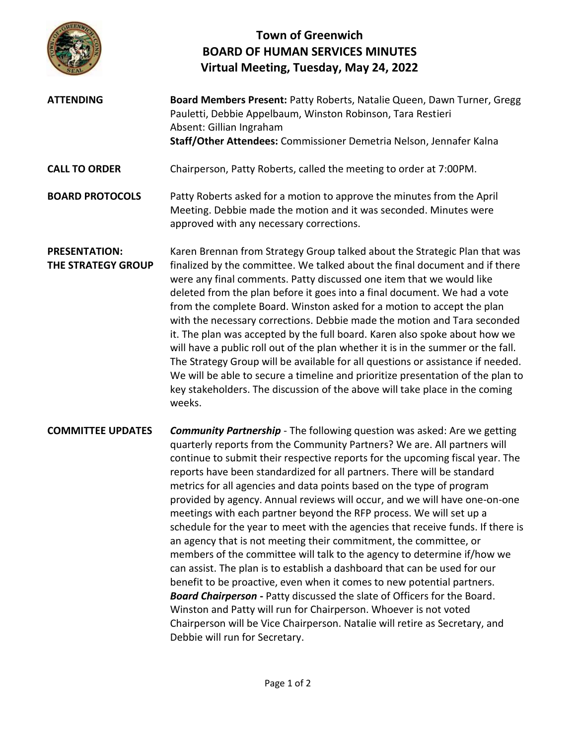# Town of Greenwich
## BOARD OF HUMAN SERVICES MINUTES
### Virtual Meeting, Tuesday, May 24, 2022

**ATTENDING**

**Board Members Present:** Patty Roberts, Natalie Queen, Dawn Turner, Gregg Pauletti, Debbie Appelbaum, Winston Robinson, Tara Restieri
Absent: Gillian Ingraham
**Staff/Other Attendees:** Commissioner Demetria Nelson, Jennafer Kalna

**CALL TO ORDER**

Chairperson, Patty Roberts, called the meeting to order at 7:00PM.

**BOARD PROTOCOLS**

Patty Roberts asked for a motion to approve the minutes from the April Meeting. Debbie made the motion and it was seconded. Minutes were approved with any necessary corrections.

**PRESENTATION: THE STRATEGY GROUP**

Karen Brennan from Strategy Group talked about the Strategic Plan that was finalized by the committee. We talked about the final document and if there were any final comments. Patty discussed one item that we would like deleted from the plan before it goes into a final document. We had a vote from the complete Board. Winston asked for a motion to accept the plan with the necessary corrections. Debbie made the motion and Tara seconded it. The plan was accepted by the full board. Karen also spoke about how we will have a public roll out of the plan whether it is in the summer or the fall. The Strategy Group will be available for all questions or assistance if needed. We will be able to secure a timeline and prioritize presentation of the plan to key stakeholders. The discussion of the above will take place in the coming weeks.

**COMMITTEE UPDATES**

***Community Partnership*** - The following question was asked: Are we getting quarterly reports from the Community Partners? We are. All partners will continue to submit their respective reports for the upcoming fiscal year. The reports have been standardized for all partners. There will be standard metrics for all agencies and data points based on the type of program provided by agency. Annual reviews will occur, and we will have one-on-one meetings with each partner beyond the RFP process. We will set up a schedule for the year to meet with the agencies that receive funds. If there is an agency that is not meeting their commitment, the committee, or members of the committee will talk to the agency to determine if/how we can assist. The plan is to establish a dashboard that can be used for our benefit to be proactive, even when it comes to new potential partners.
***Board Chairperson*** **-** Patty discussed the slate of Officers for the Board. Winston and Patty will run for Chairperson. Whoever is not voted Chairperson will be Vice Chairperson. Natalie will retire as Secretary, and Debbie will run for Secretary.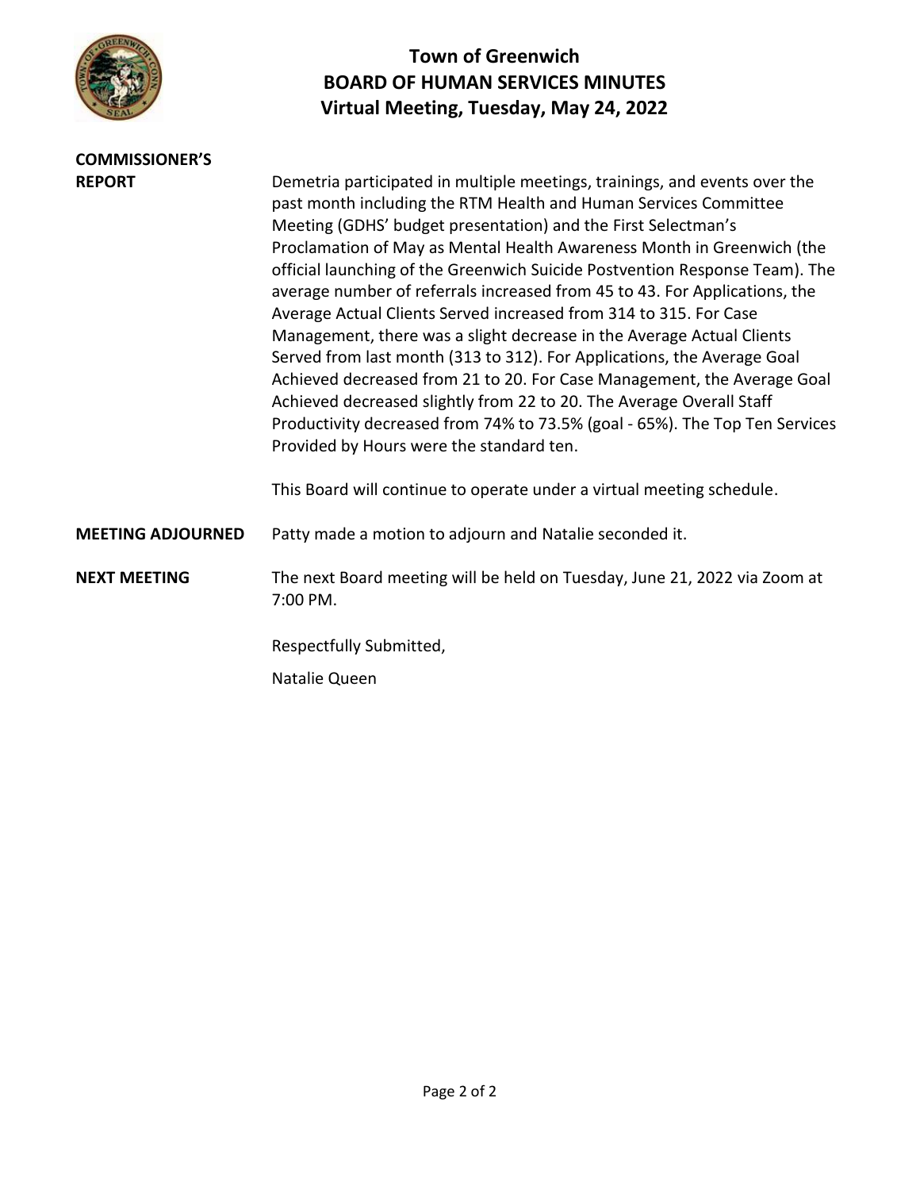# Town of Greenwich
## BOARD OF HUMAN SERVICES MINUTES
### Virtual Meeting, Tuesday, May 24, 2022

**COMMISSIONER'S REPORT**

Demetria participated in multiple meetings, trainings, and events over the past month including the RTM Health and Human Services Committee Meeting (GDHS' budget presentation) and the First Selectman's Proclamation of May as Mental Health Awareness Month in Greenwich (the official launching of the Greenwich Suicide Postvention Response Team). The average number of referrals increased from 45 to 43. For Applications, the Average Actual Clients Served increased from 314 to 315. For Case Management, there was a slight decrease in the Average Actual Clients Served from last month (313 to 312). For Applications, the Average Goal Achieved decreased from 21 to 20. For Case Management, the Average Goal Achieved decreased slightly from 22 to 20. The Average Overall Staff Productivity decreased from 74% to 73.5% (goal - 65%). The Top Ten Services Provided by Hours were the standard ten.

This Board will continue to operate under a virtual meeting schedule.

**MEETING ADJOURNED**

Patty made a motion to adjourn and Natalie seconded it.

**NEXT MEETING**

The next Board meeting will be held on Tuesday, June 21, 2022 via Zoom at 7:00 PM.

Respectfully Submitted,

Natalie Queen